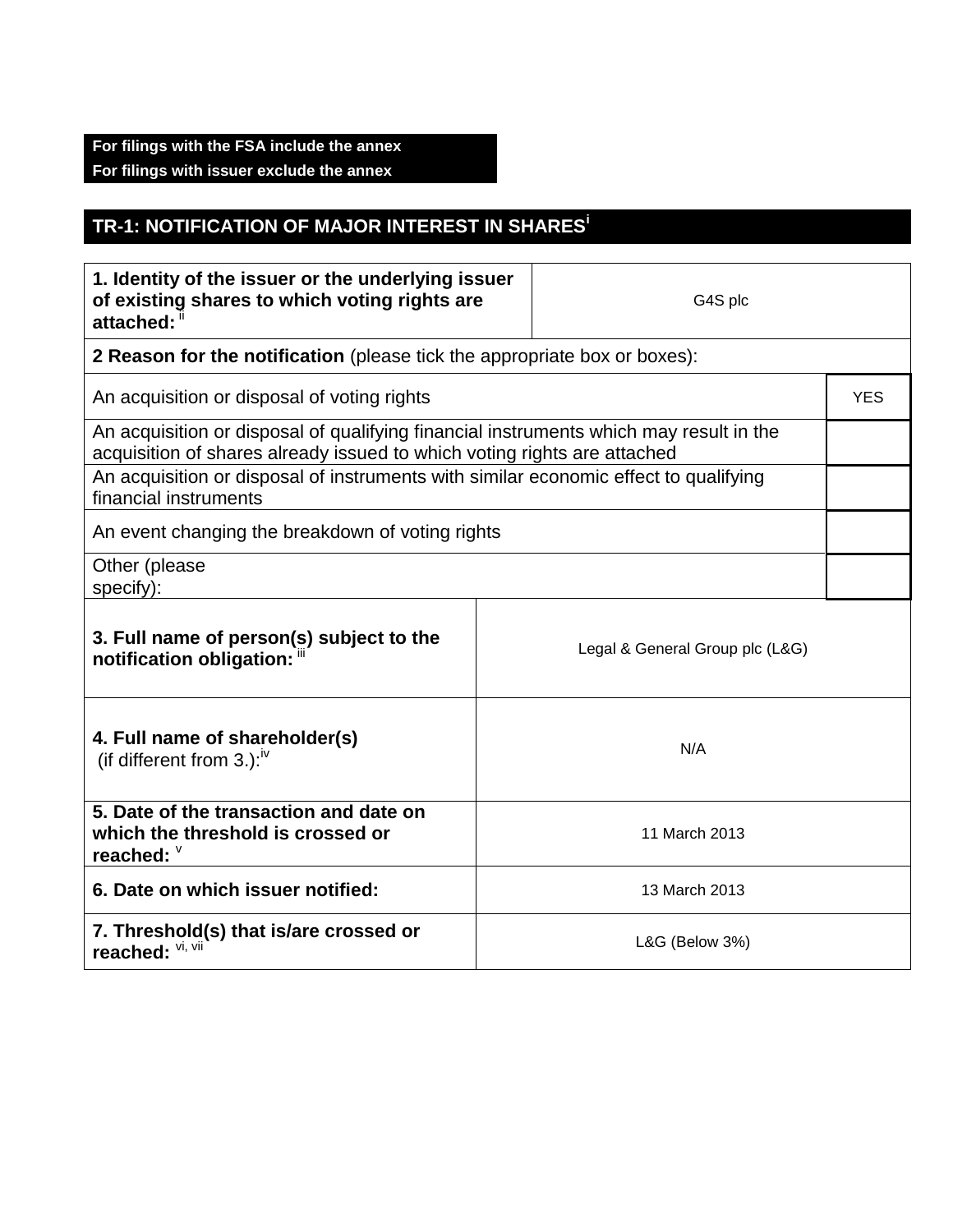**For filings with the FSA include the annex**
**For filings with issuer exclude the annex**

## TR-1: NOTIFICATION OF MAJOR INTEREST IN SHARES[i]

| **1. Identity of the issuer or the underlying issuer of existing shares to which voting rights are attached:** [ii] | G4S plc |
|---|---|

**2 Reason for the notification** (please tick the appropriate box or boxes):

| | |
|---|---|
| An acquisition or disposal of voting rights | YES |
| An acquisition or disposal of qualifying financial instruments which may result in the acquisition of shares already issued to which voting rights are attached | |
| An acquisition or disposal of instruments with similar economic effect to qualifying financial instruments | |
| An event changing the breakdown of voting rights | |
| Other (please specify): | |

| | |
|---|---|
| **3. Full name of person(s) subject to the notification obligation:** [iii] | Legal & General Group plc (L&G) |
| **4. Full name of shareholder(s)** (if different from 3.): [iv] | N/A |
| **5. Date of the transaction and date on which the threshold is crossed or reached:** [v] | 11 March 2013 |
| **6. Date on which issuer notified:** | 13 March 2013 |
| **7. Threshold(s) that is/are crossed or reached:** [vi, vii] | L&G (Below 3%) |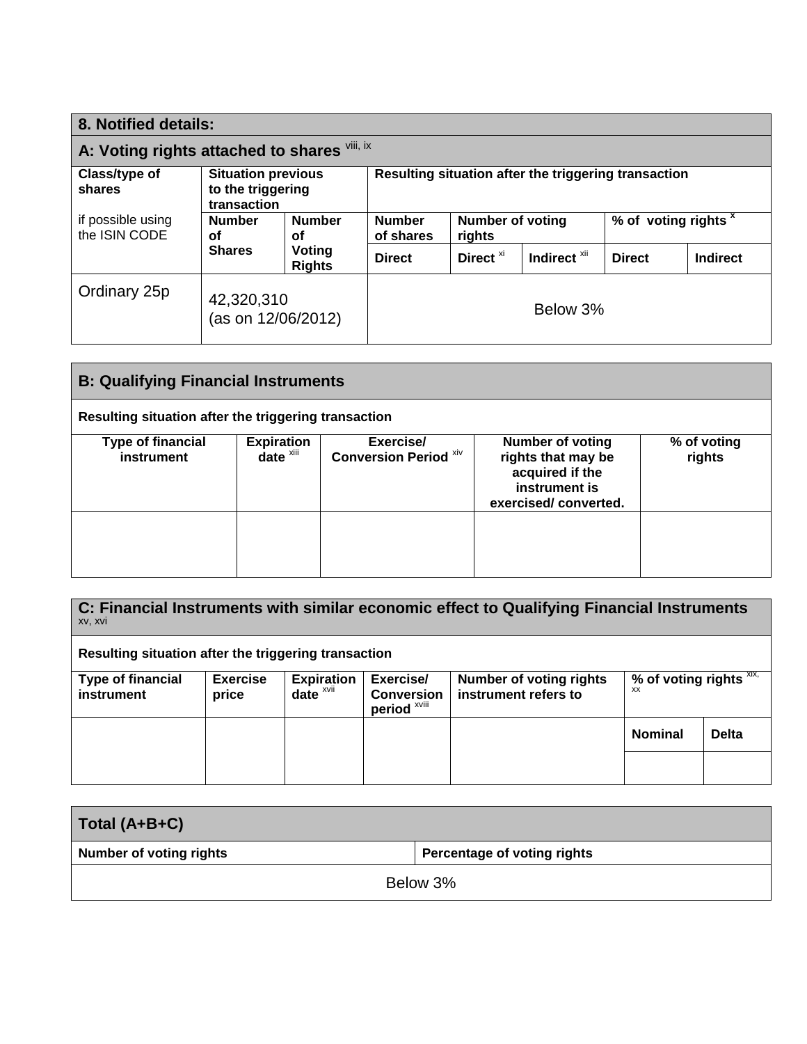## 8. Notified details:

### A: Voting rights attached to shares [viii, ix]

| Class/type of shares<br><br>if possible using the ISIN CODE | Situation previous to the triggering transaction | | Resulting situation after the triggering transaction | | | | |
|---|---|---|---|---|---|---|---|
| | Number of Shares | Number of Voting Rights | Number of shares | Number of voting rights | | % of voting rights [x] | |
| | | | Direct | Direct [xi] | Indirect [xii] | Direct | Indirect |
| Ordinary 25p | 42,320,310 (as on 12/06/2012) | | Below 3% | | | | |

### B: Qualifying Financial Instruments

**Resulting situation after the triggering transaction**

| Type of financial instrument | Expiration date [xiii] | Exercise/ Conversion Period [xiv] | Number of voting rights that may be acquired if the instrument is exercised/ converted. | % of voting rights |
|---|---|---|---|---|
| | | | | |

### C: Financial Instruments with similar economic effect to Qualifying Financial Instruments [xv, xvi]

**Resulting situation after the triggering transaction**

| Type of financial instrument | Exercise price | Expiration date [xvii] | Exercise/ Conversion period [xviii] | Number of voting rights instrument refers to | % of voting rights [xix, xx] | |
|---|---|---|---|---|---|---|
| | | | | | Nominal | Delta |
| | | | | | | |

### Total (A+B+C)

| Number of voting rights | Percentage of voting rights |
|---|---|
| Below 3% | |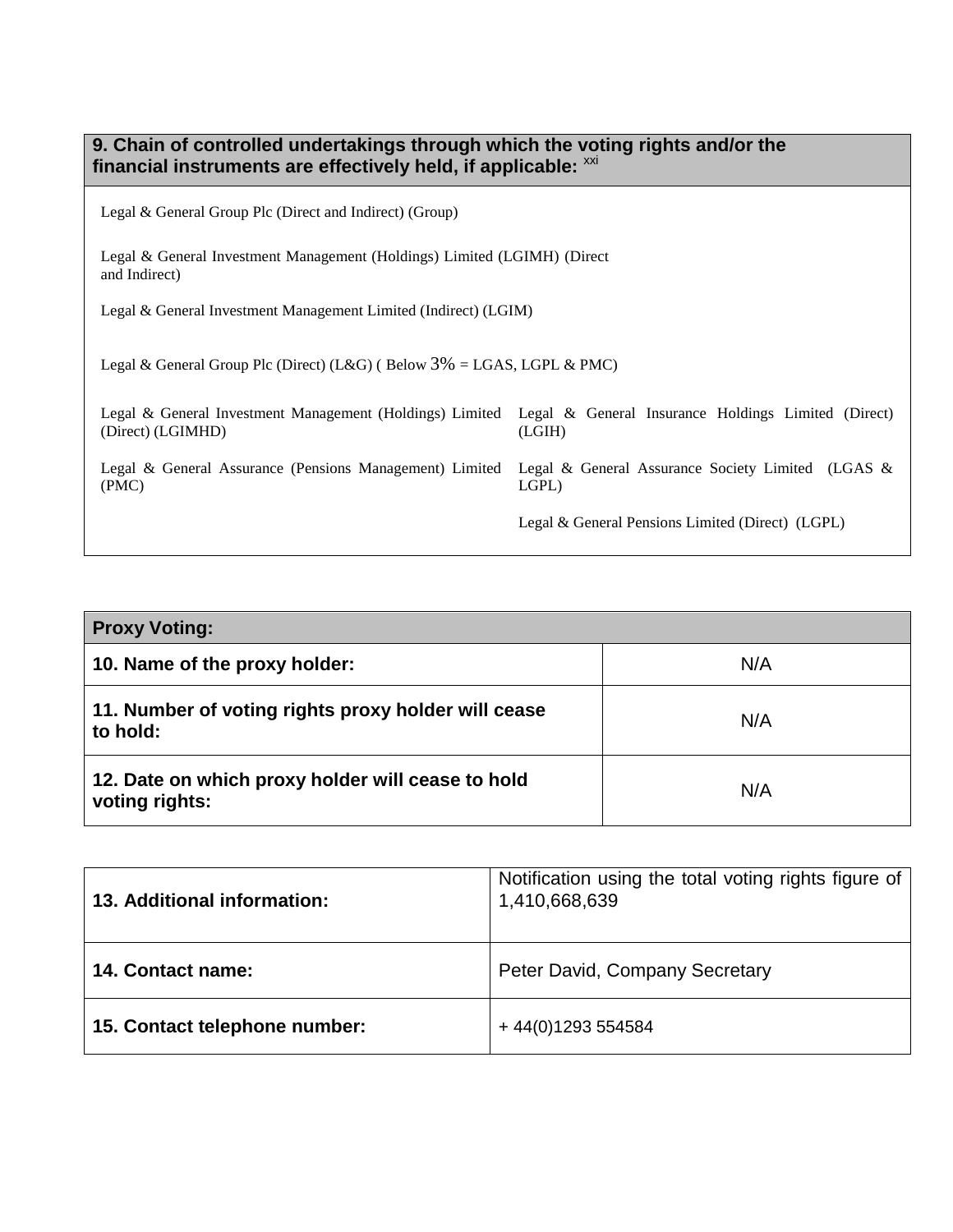| 9. Chain of controlled undertakings through which the voting rights and/or the financial instruments are effectively held, if applicable: [xxi] | |
|---|---|
| Legal & General Group Plc (Direct and Indirect) (Group) | |
| Legal & General Investment Management (Holdings) Limited (LGIMH) (Direct and Indirect) | |
| Legal & General Investment Management Limited (Indirect) (LGIM) | |
| Legal & General Group Plc (Direct) (L&G) ( Below 3% = LGAS, LGPL & PMC) | |
| Legal & General Investment Management (Holdings) Limited (Direct) (LGIMHD) | Legal & General Insurance Holdings Limited (Direct) (LGIH) |
| Legal & General Assurance (Pensions Management) Limited (PMC) | Legal & General Assurance Society Limited (LGAS & LGPL) |
| | Legal & General Pensions Limited (Direct) (LGPL) |

| **Proxy Voting:** | |
|---|---|
| **10. Name of the proxy holder:** | N/A |
| **11. Number of voting rights proxy holder will cease to hold:** | N/A |
| **12. Date on which proxy holder will cease to hold voting rights:** | N/A |

| | |
|---|---|
| **13. Additional information:** | Notification using the total voting rights figure of 1,410,668,639 |
| **14. Contact name:** | Peter David, Company Secretary |
| **15. Contact telephone number:** | + 44(0)1293 554584 |